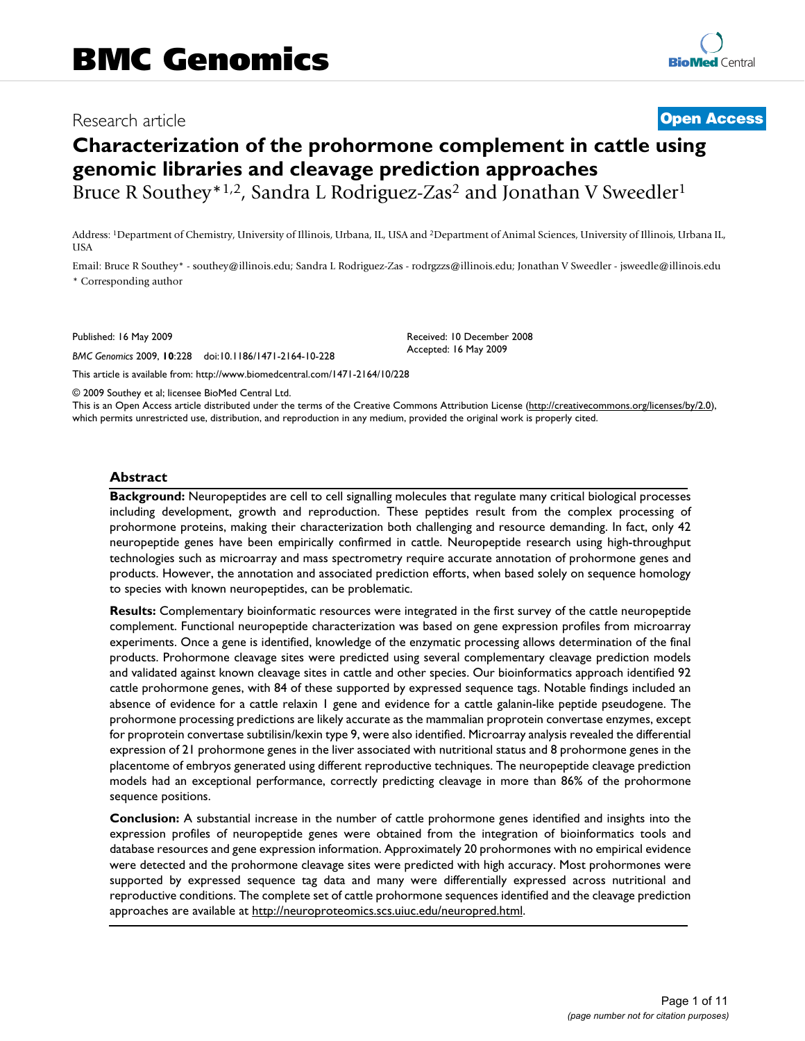# Characterization of the prohormone complement in cattle using genomic libraries and cleavage prediction approaches

Bruce R Southey*[1,2], Sandra L Rodriguez-Zas[2] and Jonathan V Sweedler[1]

Address: [1]Department of Chemistry, University of Illinois, Urbana, IL, USA and [2]Department of Animal Sciences, University of Illinois, Urbana IL, USA

Email: Bruce R Southey* - southey@illinois.edu; Sandra L Rodriguez-Zas - rodrgzzs@illinois.edu; Jonathan V Sweedler - jsweedle@illinois.edu

\* Corresponding author

Published: 16 May 2009

*BMC Genomics* 2009, **10**:228 doi:10.1186/1471-2164-10-228

Received: 10 December 2008

Accepted: 16 May 2009

This article is available from: http://www.biomedcentral.com/1471-2164/10/228

© 2009 Southey et al; licensee BioMed Central Ltd.

This is an Open Access article distributed under the terms of the Creative Commons Attribution License (http://creativecommons.org/licenses/by/2.0), which permits unrestricted use, distribution, and reproduction in any medium, provided the original work is properly cited.

## Abstract

**Background:** Neuropeptides are cell to cell signalling molecules that regulate many critical biological processes including development, growth and reproduction. These peptides result from the complex processing of prohormone proteins, making their characterization both challenging and resource demanding. In fact, only 42 neuropeptide genes have been empirically confirmed in cattle. Neuropeptide research using high-throughput technologies such as microarray and mass spectrometry require accurate annotation of prohormone genes and products. However, the annotation and associated prediction efforts, when based solely on sequence homology to species with known neuropeptides, can be problematic.

**Results:** Complementary bioinformatic resources were integrated in the first survey of the cattle neuropeptide complement. Functional neuropeptide characterization was based on gene expression profiles from microarray experiments. Once a gene is identified, knowledge of the enzymatic processing allows determination of the final products. Prohormone cleavage sites were predicted using several complementary cleavage prediction models and validated against known cleavage sites in cattle and other species. Our bioinformatics approach identified 92 cattle prohormone genes, with 84 of these supported by expressed sequence tags. Notable findings included an absence of evidence for a cattle relaxin 1 gene and evidence for a cattle galanin-like peptide pseudogene. The prohormone processing predictions are likely accurate as the mammalian proprotein convertase enzymes, except for proprotein convertase subtilisin/kexin type 9, were also identified. Microarray analysis revealed the differential expression of 21 prohormone genes in the liver associated with nutritional status and 8 prohormone genes in the placentome of embryos generated using different reproductive techniques. The neuropeptide cleavage prediction models had an exceptional performance, correctly predicting cleavage in more than 86% of the prohormone sequence positions.

**Conclusion:** A substantial increase in the number of cattle prohormone genes identified and insights into the expression profiles of neuropeptide genes were obtained from the integration of bioinformatics tools and database resources and gene expression information. Approximately 20 prohormones with no empirical evidence were detected and the prohormone cleavage sites were predicted with high accuracy. Most prohormones were supported by expressed sequence tag data and many were differentially expressed across nutritional and reproductive conditions. The complete set of cattle prohormone sequences identified and the cleavage prediction approaches are available at http://neuroproteomics.scs.uiuc.edu/neuropred.html.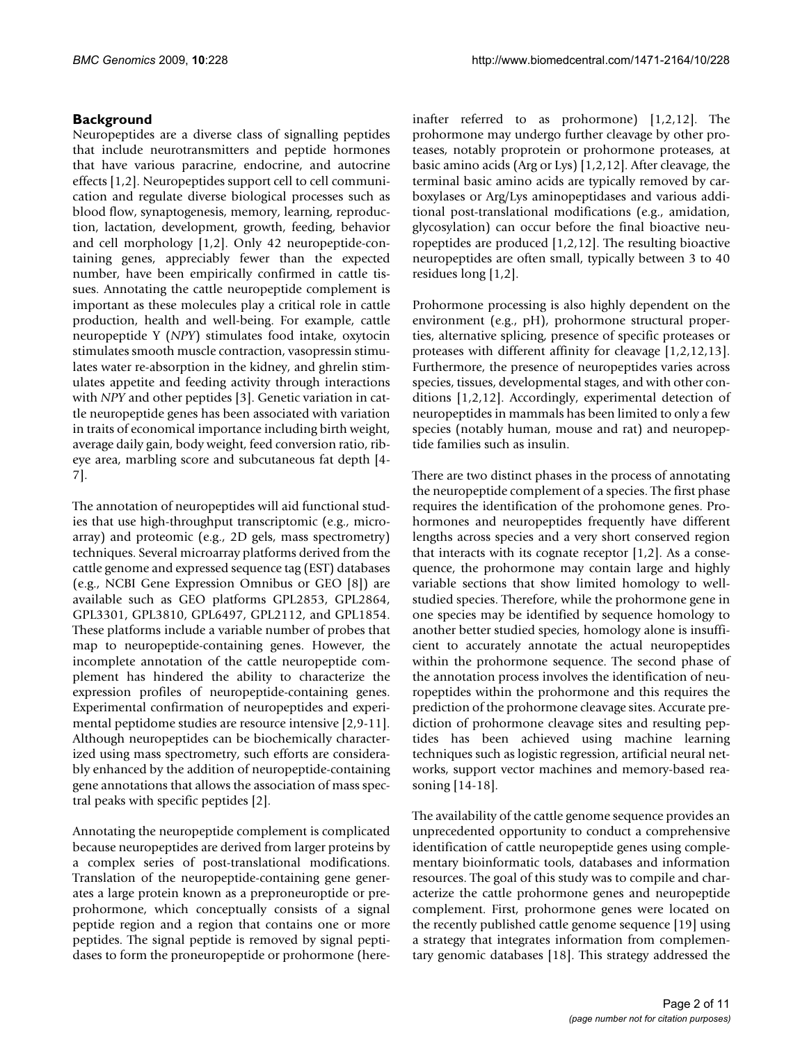## Background

Neuropeptides are a diverse class of signalling peptides that include neurotransmitters and peptide hormones that have various paracrine, endocrine, and autocrine effects [1,2]. Neuropeptides support cell to cell communication and regulate diverse biological processes such as blood flow, synaptogenesis, memory, learning, reproduction, lactation, development, growth, feeding, behavior and cell morphology [1,2]. Only 42 neuropeptide-containing genes, appreciably fewer than the expected number, have been empirically confirmed in cattle tissues. Annotating the cattle neuropeptide complement is important as these molecules play a critical role in cattle production, health and well-being. For example, cattle neuropeptide Y (*NPY*) stimulates food intake, oxytocin stimulates smooth muscle contraction, vasopressin stimulates water re-absorption in the kidney, and ghrelin stimulates appetite and feeding activity through interactions with *NPY* and other peptides [3]. Genetic variation in cattle neuropeptide genes has been associated with variation in traits of economical importance including birth weight, average daily gain, body weight, feed conversion ratio, ribeye area, marbling score and subcutaneous fat depth [4-7].

The annotation of neuropeptides will aid functional studies that use high-throughput transcriptomic (e.g., microarray) and proteomic (e.g., 2D gels, mass spectrometry) techniques. Several microarray platforms derived from the cattle genome and expressed sequence tag (EST) databases (e.g., NCBI Gene Expression Omnibus or GEO [8]) are available such as GEO platforms GPL2853, GPL2864, GPL3301, GPL3810, GPL6497, GPL2112, and GPL1854. These platforms include a variable number of probes that map to neuropeptide-containing genes. However, the incomplete annotation of the cattle neuropeptide complement has hindered the ability to characterize the expression profiles of neuropeptide-containing genes. Experimental confirmation of neuropeptides and experimental peptidome studies are resource intensive [2,9-11]. Although neuropeptides can be biochemically characterized using mass spectrometry, such efforts are considerably enhanced by the addition of neuropeptide-containing gene annotations that allows the association of mass spectral peaks with specific peptides [2].

Annotating the neuropeptide complement is complicated because neuropeptides are derived from larger proteins by a complex series of post-translational modifications. Translation of the neuropeptide-containing gene generates a large protein known as a preproneuroptide or preprohormone, which conceptually consists of a signal peptide region and a region that contains one or more peptides. The signal peptide is removed by signal peptidases to form the proneuropeptide or prohormone (hereinafter referred to as prohormone) [1,2,12]. The prohormone may undergo further cleavage by other proteases, notably proprotein or prohormone proteases, at basic amino acids (Arg or Lys) [1,2,12]. After cleavage, the terminal basic amino acids are typically removed by carboxylases or Arg/Lys aminopeptidases and various additional post-translational modifications (e.g., amidation, glycosylation) can occur before the final bioactive neuropeptides are produced [1,2,12]. The resulting bioactive neuropeptides are often small, typically between 3 to 40 residues long [1,2].

Prohormone processing is also highly dependent on the environment (e.g., pH), prohormone structural properties, alternative splicing, presence of specific proteases or proteases with different affinity for cleavage [1,2,12,13]. Furthermore, the presence of neuropeptides varies across species, tissues, developmental stages, and with other conditions [1,2,12]. Accordingly, experimental detection of neuropeptides in mammals has been limited to only a few species (notably human, mouse and rat) and neuropeptide families such as insulin.

There are two distinct phases in the process of annotating the neuropeptide complement of a species. The first phase requires the identification of the prohomone genes. Prohormones and neuropeptides frequently have different lengths across species and a very short conserved region that interacts with its cognate receptor [1,2]. As a consequence, the prohormone may contain large and highly variable sections that show limited homology to well-studied species. Therefore, while the prohormone gene in one species may be identified by sequence homology to another better studied species, homology alone is insufficient to accurately annotate the actual neuropeptides within the prohormone sequence. The second phase of the annotation process involves the identification of neuropeptides within the prohormone and this requires the prediction of the prohormone cleavage sites. Accurate prediction of prohormone cleavage sites and resulting peptides has been achieved using machine learning techniques such as logistic regression, artificial neural networks, support vector machines and memory-based reasoning [14-18].

The availability of the cattle genome sequence provides an unprecedented opportunity to conduct a comprehensive identification of cattle neuropeptide genes using complementary bioinformatic tools, databases and information resources. The goal of this study was to compile and characterize the cattle prohormone genes and neuropeptide complement. First, prohormone genes were located on the recently published cattle genome sequence [19] using a strategy that integrates information from complementary genomic databases [18]. This strategy addressed the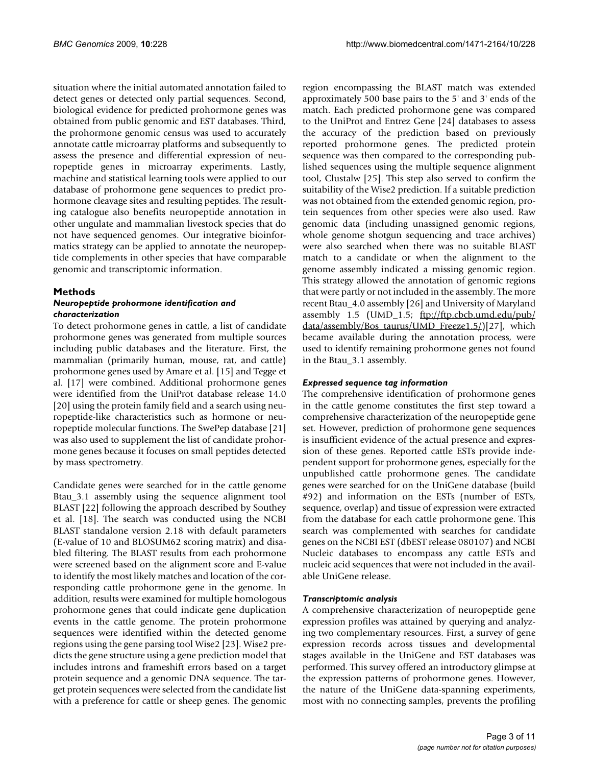situation where the initial automated annotation failed to detect genes or detected only partial sequences. Second, biological evidence for predicted prohormone genes was obtained from public genomic and EST databases. Third, the prohormone genomic census was used to accurately annotate cattle microarray platforms and subsequently to assess the presence and differential expression of neuropeptide genes in microarray experiments. Lastly, machine and statistical learning tools were applied to our database of prohormone gene sequences to predict prohormone cleavage sites and resulting peptides. The resulting catalogue also benefits neuropeptide annotation in other ungulate and mammalian livestock species that do not have sequenced genomes. Our integrative bioinformatics strategy can be applied to annotate the neuropeptide complements in other species that have comparable genomic and transcriptomic information.

## Methods

### *Neuropeptide prohormone identification and characterization*

To detect prohormone genes in cattle, a list of candidate prohormone genes was generated from multiple sources including public databases and the literature. First, the mammalian (primarily human, mouse, rat, and cattle) prohormone genes used by Amare et al. [15] and Tegge et al. [17] were combined. Additional prohormone genes were identified from the UniProt database release 14.0 [20] using the protein family field and a search using neuropeptide-like characteristics such as hormone or neuropeptide molecular functions. The SwePep database [21] was also used to supplement the list of candidate prohormone genes because it focuses on small peptides detected by mass spectrometry.

Candidate genes were searched for in the cattle genome Btau_3.1 assembly using the sequence alignment tool BLAST [22] following the approach described by Southey et al. [18]. The search was conducted using the NCBI BLAST standalone version 2.18 with default parameters (E-value of 10 and BLOSUM62 scoring matrix) and disabled filtering. The BLAST results from each prohormone were screened based on the alignment score and E-value to identify the most likely matches and location of the corresponding cattle prohormone gene in the genome. In addition, results were examined for multiple homologous prohormone genes that could indicate gene duplication events in the cattle genome. The protein prohormone sequences were identified within the detected genome regions using the gene parsing tool Wise2 [23]. Wise2 predicts the gene structure using a gene prediction model that includes introns and frameshift errors based on a target protein sequence and a genomic DNA sequence. The target protein sequences were selected from the candidate list with a preference for cattle or sheep genes. The genomic region encompassing the BLAST match was extended approximately 500 base pairs to the 5' and 3' ends of the match. Each predicted prohormone gene was compared to the UniProt and Entrez Gene [24] databases to assess the accuracy of the prediction based on previously reported prohormone genes. The predicted protein sequence was then compared to the corresponding published sequences using the multiple sequence alignment tool, Clustalw [25]. This step also served to confirm the suitability of the Wise2 prediction. If a suitable prediction was not obtained from the extended genomic region, protein sequences from other species were also used. Raw genomic data (including unassigned genomic regions, whole genome shotgun sequencing and trace archives) were also searched when there was no suitable BLAST match to a candidate or when the alignment to the genome assembly indicated a missing genomic region. This strategy allowed the annotation of genomic regions that were partly or not included in the assembly. The more recent Btau_4.0 assembly [26] and University of Maryland assembly 1.5 (UMD_1.5; ftp://ftp.cbcb.umd.edu/pub/data/assembly/Bos_taurus/UMD_Freeze1.5/)[27], which became available during the annotation process, were used to identify remaining prohormone genes not found in the Btau_3.1 assembly.

### *Expressed sequence tag information*

The comprehensive identification of prohormone genes in the cattle genome constitutes the first step toward a comprehensive characterization of the neuropeptide gene set. However, prediction of prohormone gene sequences is insufficient evidence of the actual presence and expression of these genes. Reported cattle ESTs provide independent support for prohormone genes, especially for the unpublished cattle prohormone genes. The candidate genes were searched for on the UniGene database (build #92) and information on the ESTs (number of ESTs, sequence, overlap) and tissue of expression were extracted from the database for each cattle prohormone gene. This search was complemented with searches for candidate genes on the NCBI EST (dbEST release 080107) and NCBI Nucleic databases to encompass any cattle ESTs and nucleic acid sequences that were not included in the available UniGene release.

### *Transcriptomic analysis*

A comprehensive characterization of neuropeptide gene expression profiles was attained by querying and analyzing two complementary resources. First, a survey of gene expression records across tissues and developmental stages available in the UniGene and EST databases was performed. This survey offered an introductory glimpse at the expression patterns of prohormone genes. However, the nature of the UniGene data-spanning experiments, most with no connecting samples, prevents the profiling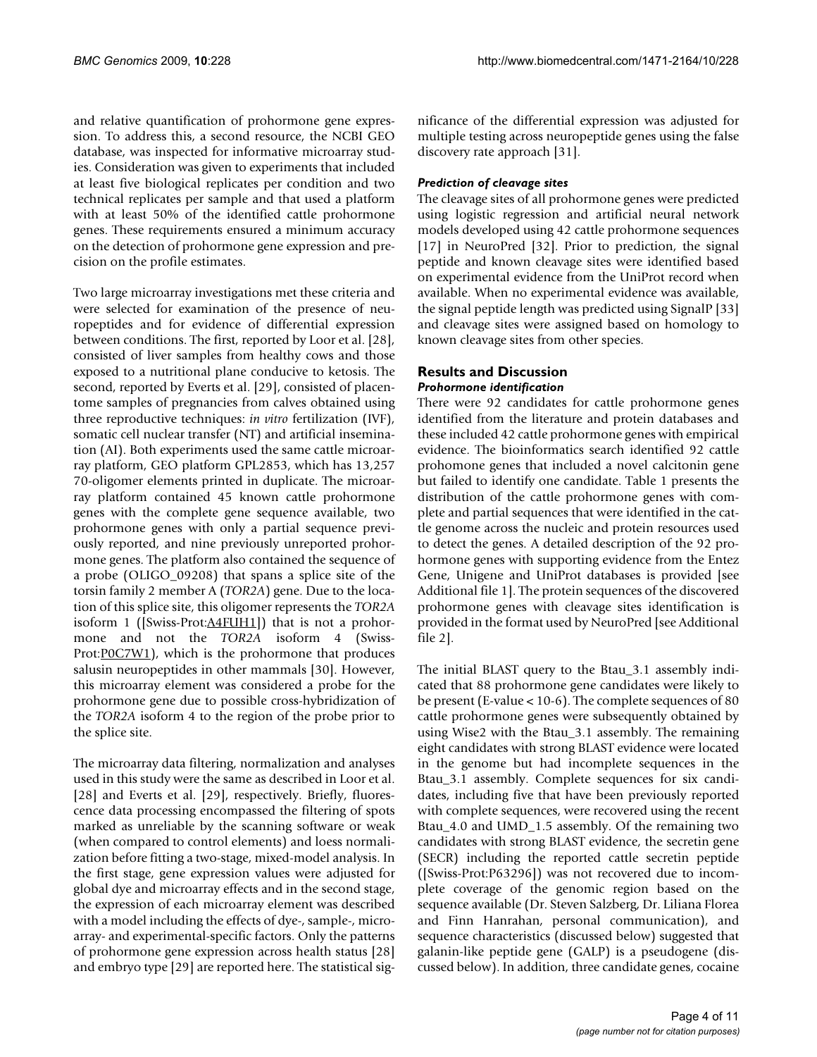and relative quantification of prohormone gene expression. To address this, a second resource, the NCBI GEO database, was inspected for informative microarray studies. Consideration was given to experiments that included at least five biological replicates per condition and two technical replicates per sample and that used a platform with at least 50% of the identified cattle prohormone genes. These requirements ensured a minimum accuracy on the detection of prohormone gene expression and precision on the profile estimates.

Two large microarray investigations met these criteria and were selected for examination of the presence of neuropeptides and for evidence of differential expression between conditions. The first, reported by Loor et al. [28], consisted of liver samples from healthy cows and those exposed to a nutritional plane conducive to ketosis. The second, reported by Everts et al. [29], consisted of placentome samples of pregnancies from calves obtained using three reproductive techniques: *in vitro* fertilization (IVF), somatic cell nuclear transfer (NT) and artificial insemination (AI). Both experiments used the same cattle microarray platform, GEO platform GPL2853, which has 13,257 70-oligomer elements printed in duplicate. The microarray platform contained 45 known cattle prohormone genes with the complete gene sequence available, two prohormone genes with only a partial sequence previously reported, and nine previously unreported prohormone genes. The platform also contained the sequence of a probe (OLIGO_09208) that spans a splice site of the torsin family 2 member A (*TOR2A*) gene. Due to the location of this splice site, this oligomer represents the *TOR2A* isoform 1 ([Swiss-Prot:A4FUH1]) that is not a prohormone and not the *TOR2A* isoform 4 (Swiss-Prot:P0C7W1), which is the prohormone that produces salusin neuropeptides in other mammals [30]. However, this microarray element was considered a probe for the prohormone gene due to possible cross-hybridization of the *TOR2A* isoform 4 to the region of the probe prior to the splice site.

The microarray data filtering, normalization and analyses used in this study were the same as described in Loor et al. [28] and Everts et al. [29], respectively. Briefly, fluorescence data processing encompassed the filtering of spots marked as unreliable by the scanning software or weak (when compared to control elements) and loess normalization before fitting a two-stage, mixed-model analysis. In the first stage, gene expression values were adjusted for global dye and microarray effects and in the second stage, the expression of each microarray element was described with a model including the effects of dye-, sample-, microarray- and experimental-specific factors. Only the patterns of prohormone gene expression across health status [28] and embryo type [29] are reported here. The statistical significance of the differential expression was adjusted for multiple testing across neuropeptide genes using the false discovery rate approach [31].

### *Prediction of cleavage sites*

The cleavage sites of all prohormone genes were predicted using logistic regression and artificial neural network models developed using 42 cattle prohormone sequences [17] in NeuroPred [32]. Prior to prediction, the signal peptide and known cleavage sites were identified based on experimental evidence from the UniProt record when available. When no experimental evidence was available, the signal peptide length was predicted using SignalP [33] and cleavage sites were assigned based on homology to known cleavage sites from other species.

## Results and Discussion

### *Prohormone identification*

There were 92 candidates for cattle prohormone genes identified from the literature and protein databases and these included 42 cattle prohormone genes with empirical evidence. The bioinformatics search identified 92 cattle prohomone genes that included a novel calcitonin gene but failed to identify one candidate. Table 1 presents the distribution of the cattle prohormone genes with complete and partial sequences that were identified in the cattle genome across the nucleic and protein resources used to detect the genes. A detailed description of the 92 prohormone genes with supporting evidence from the Entez Gene, Unigene and UniProt databases is provided [see Additional file 1]. The protein sequences of the discovered prohormone genes with cleavage sites identification is provided in the format used by NeuroPred [see Additional file 2].

The initial BLAST query to the Btau_3.1 assembly indicated that 88 prohormone gene candidates were likely to be present (E-value < 10-6). The complete sequences of 80 cattle prohormone genes were subsequently obtained by using Wise2 with the Btau_3.1 assembly. The remaining eight candidates with strong BLAST evidence were located in the genome but had incomplete sequences in the Btau_3.1 assembly. Complete sequences for six candidates, including five that have been previously reported with complete sequences, were recovered using the recent Btau_4.0 and UMD_1.5 assembly. Of the remaining two candidates with strong BLAST evidence, the secretin gene (SECR) including the reported cattle secretin peptide ([Swiss-Prot:P63296]) was not recovered due to incomplete coverage of the genomic region based on the sequence available (Dr. Steven Salzberg, Dr. Liliana Florea and Finn Hanrahan, personal communication), and sequence characteristics (discussed below) suggested that galanin-like peptide gene (GALP) is a pseudogene (discussed below). In addition, three candidate genes, cocaine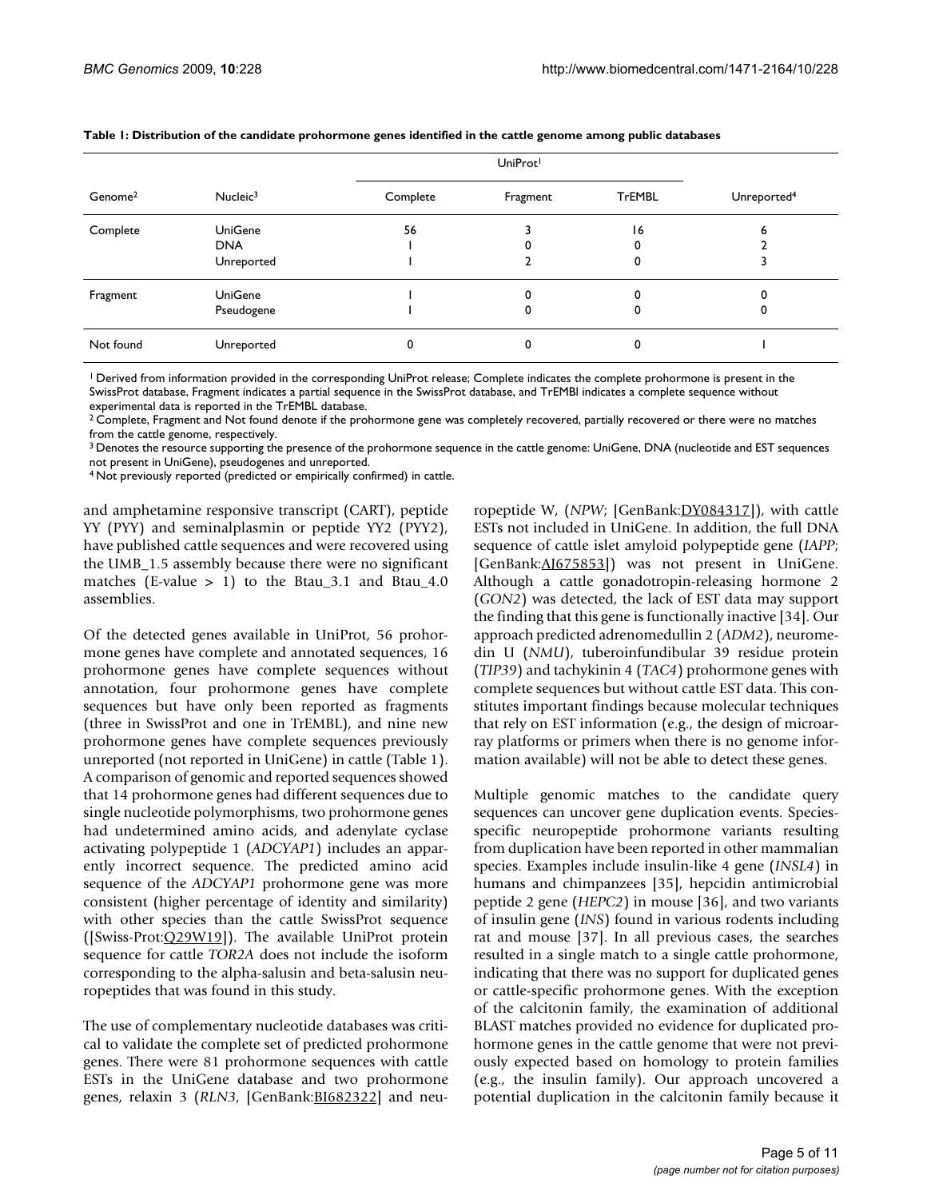**Table 1: Distribution of the candidate prohormone genes identified in the cattle genome among public databases**

| Genome[2] | Nucleic[3] | UniProt[1] | | | Unreported[4] |
|---|---|---|---|---|---|
| | | Complete | Fragment | TrEMBL | |
| Complete | UniGene | 56 | 3 | 16 | 6 |
| | DNA | 1 | 0 | 0 | 2 |
| | Unreported | 1 | 2 | 0 | 3 |
| Fragment | UniGene | 1 | 0 | 0 | 0 |
| | Pseudogene | 1 | 0 | 0 | 0 |
| Not found | Unreported | 0 | 0 | 0 | 1 |

[1] Derived from information provided in the corresponding UniProt release; Complete indicates the complete prohormone is present in the SwissProt database, Fragment indicates a partial sequence in the SwissProt database, and TrEMBl indicates a complete sequence without experimental data is reported in the TrEMBL database.
[2] Complete, Fragment and Not found denote if the prohormone gene was completely recovered, partially recovered or there were no matches from the cattle genome, respectively.
[3] Denotes the resource supporting the presence of the prohormone sequence in the cattle genome: UniGene, DNA (nucleotide and EST sequences not present in UniGene), pseudogenes and unreported.
[4] Not previously reported (predicted or empirically confirmed) in cattle.

and amphetamine responsive transcript (CART), peptide YY (PYY) and seminalplasmin or peptide YY2 (PYY2), have published cattle sequences and were recovered using the UMB_1.5 assembly because there were no significant matches (E-value > 1) to the Btau_3.1 and Btau_4.0 assemblies.

Of the detected genes available in UniProt, 56 prohormone genes have complete and annotated sequences, 16 prohormone genes have complete sequences without annotation, four prohormone genes have complete sequences but have only been reported as fragments (three in SwissProt and one in TrEMBL), and nine new prohormone genes have complete sequences previously unreported (not reported in UniGene) in cattle (Table 1). A comparison of genomic and reported sequences showed that 14 prohormone genes had different sequences due to single nucleotide polymorphisms, two prohormone genes had undetermined amino acids, and adenylate cyclase activating polypeptide 1 (*ADCYAP1*) includes an apparently incorrect sequence. The predicted amino acid sequence of the *ADCYAP1* prohormone gene was more consistent (higher percentage of identity and similarity) with other species than the cattle SwissProt sequence ([Swiss-Prot:Q29W19]). The available UniProt protein sequence for cattle *TOR2A* does not include the isoform corresponding to the alpha-salusin and beta-salusin neuropeptides that was found in this study.

The use of complementary nucleotide databases was critical to validate the complete set of predicted prohormone genes. There were 81 prohormone sequences with cattle ESTs in the UniGene database and two prohormone genes, relaxin 3 (*RLN3*, [GenBank:BI682322] and neuropeptide W, (*NPW*; [GenBank:DY084317]), with cattle ESTs not included in UniGene. In addition, the full DNA sequence of cattle islet amyloid polypeptide gene (*IAPP*; [GenBank:AJ675853]) was not present in UniGene. Although a cattle gonadotropin-releasing hormone 2 (*GON2*) was detected, the lack of EST data may support the finding that this gene is functionally inactive [34]. Our approach predicted adrenomedullin 2 (*ADM2*), neuromedin U (*NMU*), tuberoinfundibular 39 residue protein (*TIP39*) and tachykinin 4 (*TAC4*) prohormone genes with complete sequences but without cattle EST data. This constitutes important findings because molecular techniques that rely on EST information (e.g., the design of microarray platforms or primers when there is no genome information available) will not be able to detect these genes.

Multiple genomic matches to the candidate query sequences can uncover gene duplication events. Species-specific neuropeptide prohormone variants resulting from duplication have been reported in other mammalian species. Examples include insulin-like 4 gene (*INSL4*) in humans and chimpanzees [35], hepcidin antimicrobial peptide 2 gene (*HEPC2*) in mouse [36], and two variants of insulin gene (*INS*) found in various rodents including rat and mouse [37]. In all previous cases, the searches resulted in a single match to a single cattle prohormone, indicating that there was no support for duplicated genes or cattle-specific prohormone genes. With the exception of the calcitonin family, the examination of additional BLAST matches provided no evidence for duplicated prohormone genes in the cattle genome that were not previously expected based on homology to protein families (e.g., the insulin family). Our approach uncovered a potential duplication in the calcitonin family because it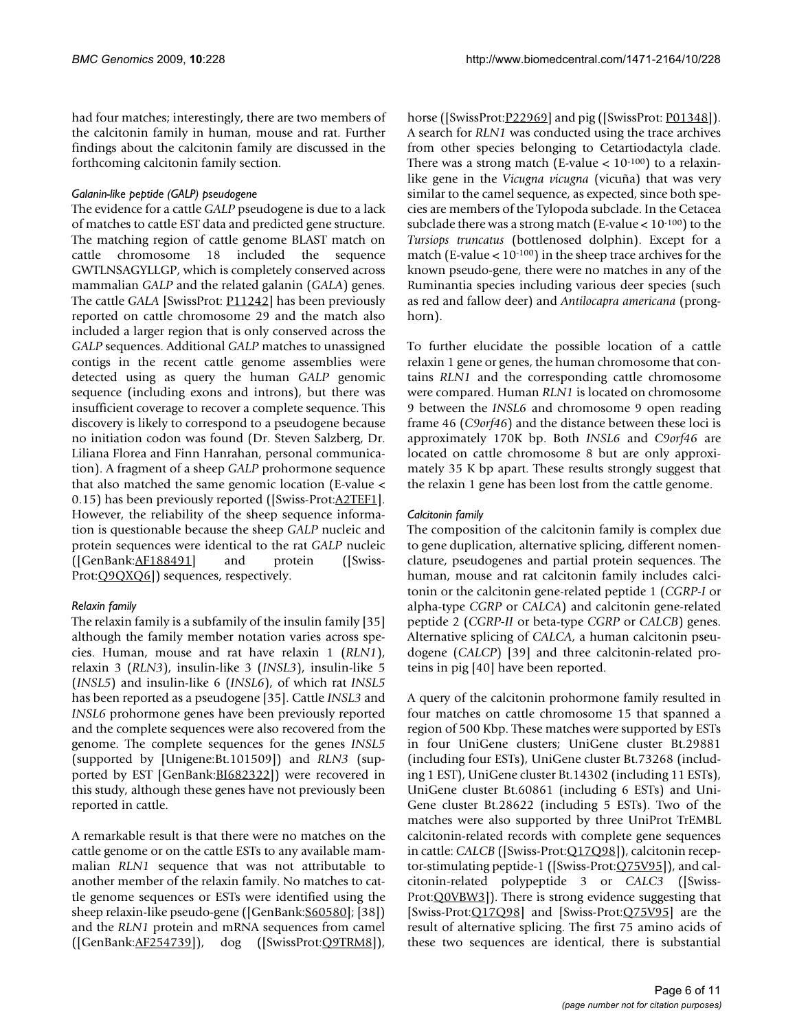had four matches; interestingly, there are two members of the calcitonin family in human, mouse and rat. Further findings about the calcitonin family are discussed in the forthcoming calcitonin family section.

#### *Galanin-like peptide (GALP) pseudogene*

The evidence for a cattle *GALP* pseudogene is due to a lack of matches to cattle EST data and predicted gene structure. The matching region of cattle genome BLAST match on cattle chromosome 18 included the sequence GWTLNSAGYLLGP, which is completely conserved across mammalian *GALP* and the related galanin (*GALA*) genes. The cattle *GALA* [SwissProt: P11242] has been previously reported on cattle chromosome 29 and the match also included a larger region that is only conserved across the *GALP* sequences. Additional *GALP* matches to unassigned contigs in the recent cattle genome assemblies were detected using as query the human *GALP* genomic sequence (including exons and introns), but there was insufficient coverage to recover a complete sequence. This discovery is likely to correspond to a pseudogene because no initiation codon was found (Dr. Steven Salzberg, Dr. Liliana Florea and Finn Hanrahan, personal communication). A fragment of a sheep *GALP* prohormone sequence that also matched the same genomic location (E-value < 0.15) has been previously reported ([Swiss-Prot:A2TEF1]. However, the reliability of the sheep sequence information is questionable because the sheep *GALP* nucleic and protein sequences were identical to the rat *GALP* nucleic ([GenBank:AF188491] and protein ([Swiss-Prot:Q9QXQ6]) sequences, respectively.

#### *Relaxin family*

The relaxin family is a subfamily of the insulin family [35] although the family member notation varies across species. Human, mouse and rat have relaxin 1 (*RLN1*), relaxin 3 (*RLN3*), insulin-like 3 (*INSL3*), insulin-like 5 (*INSL5*) and insulin-like 6 (*INSL6*), of which rat *INSL5* has been reported as a pseudogene [35]. Cattle *INSL3* and *INSL6* prohormone genes have been previously reported and the complete sequences were also recovered from the genome. The complete sequences for the genes *INSL5* (supported by [Unigene:Bt.101509]) and *RLN3* (supported by EST [GenBank:BI682322]) were recovered in this study, although these genes have not previously been reported in cattle.

A remarkable result is that there were no matches on the cattle genome or on the cattle ESTs to any available mammalian *RLN1* sequence that was not attributable to another member of the relaxin family. No matches to cattle genome sequences or ESTs were identified using the sheep relaxin-like pseudo-gene ([GenBank:S60580]; [38]) and the *RLN1* protein and mRNA sequences from camel ([GenBank:AF254739]), dog ([SwissProt:Q9TRM8]), horse ([SwissProt:P22969] and pig ([SwissProt: P01348]). A search for *RLN1* was conducted using the trace archives from other species belonging to Cetartiodactyla clade. There was a strong match (E-value < $10^{-100}$) to a relaxin-like gene in the *Vicugna vicugna* (vicuña) that was very similar to the camel sequence, as expected, since both species are members of the Tylopoda subclade. In the Cetacea subclade there was a strong match (E-value < $10^{-100}$) to the *Tursiops truncatus* (bottlenosed dolphin). Except for a match (E-value < $10^{-100}$) in the sheep trace archives for the known pseudo-gene, there were no matches in any of the Ruminantia species including various deer species (such as red and fallow deer) and *Antilocapra americana* (pronghorn).

To further elucidate the possible location of a cattle relaxin 1 gene or genes, the human chromosome that contains *RLN1* and the corresponding cattle chromosome were compared. Human *RLN1* is located on chromosome 9 between the *INSL6* and chromosome 9 open reading frame 46 (*C9orf46*) and the distance between these loci is approximately 170K bp. Both *INSL6* and *C9orf46* are located on cattle chromosome 8 but are only approximately 35 K bp apart. These results strongly suggest that the relaxin 1 gene has been lost from the cattle genome.

#### *Calcitonin family*

The composition of the calcitonin family is complex due to gene duplication, alternative splicing, different nomenclature, pseudogenes and partial protein sequences. The human, mouse and rat calcitonin family includes calcitonin or the calcitonin gene-related peptide 1 (*CGRP-I* or alpha-type *CGRP* or *CALCA*) and calcitonin gene-related peptide 2 (*CGRP-II* or beta-type *CGRP* or *CALCB*) genes. Alternative splicing of *CALCA*, a human calcitonin pseudogene (*CALCP*) [39] and three calcitonin-related proteins in pig [40] have been reported.

A query of the calcitonin prohormone family resulted in four matches on cattle chromosome 15 that spanned a region of 500 Kbp. These matches were supported by ESTs in four UniGene clusters; UniGene cluster Bt.29881 (including four ESTs), UniGene cluster Bt.73268 (including 1 EST), UniGene cluster Bt.14302 (including 11 ESTs), UniGene cluster Bt.60861 (including 6 ESTs) and UniGene cluster Bt.28622 (including 5 ESTs). Two of the matches were also supported by three UniProt TrEMBL calcitonin-related records with complete gene sequences in cattle: *CALCB* ([Swiss-Prot:Q17Q98]), calcitonin receptor-stimulating peptide-1 ([Swiss-Prot:Q75V95]), and calcitonin-related polypeptide 3 or *CALC3* ([Swiss-Prot:Q0VBW3]). There is strong evidence suggesting that [Swiss-Prot:Q17Q98] and [Swiss-Prot:Q75V95] are the result of alternative splicing. The first 75 amino acids of these two sequences are identical, there is substantial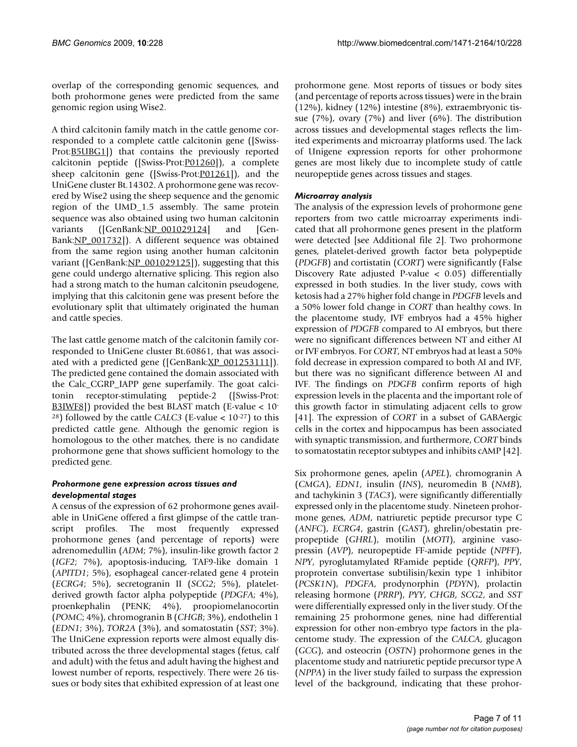overlap of the corresponding genomic sequences, and both prohormone genes were predicted from the same genomic region using Wise2.

A third calcitonin family match in the cattle genome corresponded to a complete cattle calcitonin gene ([Swiss-Prot:B5UBG1]) that contains the previously reported calcitonin peptide ([Swiss-Prot:P01260]), a complete sheep calcitonin gene ([Swiss-Prot:P01261]), and the UniGene cluster Bt.14302. A prohormone gene was recovered by Wise2 using the sheep sequence and the genomic region of the UMD_1.5 assembly. The same protein sequence was also obtained using two human calcitonin variants ([GenBank:NP_001029124] and [GenBank:NP_001732]). A different sequence was obtained from the same region using another human calcitonin variant ([GenBank:NP_001029125]), suggesting that this gene could undergo alternative splicing. This region also had a strong match to the human calcitonin pseudogene, implying that this calcitonin gene was present before the evolutionary split that ultimately originated the human and cattle species.

The last cattle genome match of the calcitonin family corresponded to UniGene cluster Bt.60861, that was associated with a predicted gene ([GenBank:XP_001253111]). The predicted gene contained the domain associated with the Calc_CGRP_IAPP gene superfamily. The goat calcitonin receptor-stimulating peptide-2 ([Swiss-Prot: B3IWF8]) provided the best BLAST match (E-value < $10^{-28}$) followed by the cattle *CALC3* (E-value < $10^{-27}$) to this predicted cattle gene. Although the genomic region is homologous to the other matches, there is no candidate prohormone gene that shows sufficient homology to the predicted gene.

#### *Prohormone gene expression across tissues and developmental stages*

A census of the expression of 62 prohormone genes available in UniGene offered a first glimpse of the cattle transcript profiles. The most frequently expressed prohormone genes (and percentage of reports) were adrenomedullin (*ADM*; 7%), insulin-like growth factor 2 (*IGF2*; 7%), apoptosis-inducing, TAF9-like domain 1 (*APITD1*; 5%), esophageal cancer-related gene 4 protein (*ECRG4*; 5%), secretogranin II (*SCG2*; 5%), platelet-derived growth factor alpha polypeptide (*PDGFA*; 4%), proenkephalin (PENK; 4%), proopiomelanocortin (*POMC*; 4%), chromogranin B (*CHGB*; 3%), endothelin 1 (*EDN1*; 3%), *TOR2A* (3%), and somatostatin (*SST*; 3%). The UniGene expression reports were almost equally distributed across the three developmental stages (fetus, calf and adult) with the fetus and adult having the highest and lowest number of reports, respectively. There were 26 tissues or body sites that exhibited expression of at least one prohormone gene. Most reports of tissues or body sites (and percentage of reports across tissues) were in the brain (12%), kidney (12%) intestine (8%), extraembryonic tissue (7%), ovary (7%) and liver (6%). The distribution across tissues and developmental stages reflects the limited experiments and microarray platforms used. The lack of Unigene expression reports for other prohormone genes are most likely due to incomplete study of cattle neuropeptide genes across tissues and stages.

#### *Microarray analysis*

The analysis of the expression levels of prohormone gene reporters from two cattle microarray experiments indicated that all prohormone genes present in the platform were detected [see Additional file 2]. Two prohormone genes, platelet-derived growth factor beta polypeptide (*PDGFB*) and cortistatin (*CORT*) were significantly (False Discovery Rate adjusted P-value < 0.05) differentially expressed in both studies. In the liver study, cows with ketosis had a 27% higher fold change in *PDGFB* levels and a 50% lower fold change in *CORT* than healthy cows. In the placentome study, IVF embryos had a 45% higher expression of *PDGFB* compared to AI embryos, but there were no significant differences between NT and either AI or IVF embryos. For *CORT*, NT embryos had at least a 50% fold decrease in expression compared to both AI and IVF, but there was no significant difference between AI and IVF. The findings on *PDGFB* confirm reports of high expression levels in the placenta and the important role of this growth factor in stimulating adjacent cells to grow [41]. The expression of *CORT* in a subset of GABAergic cells in the cortex and hippocampus has been associated with synaptic transmission, and furthermore, *CORT* binds to somatostatin receptor subtypes and inhibits cAMP [42].

Six prohormone genes, apelin (*APEL*), chromogranin A (*CMGA*), *EDN1*, insulin (*INS*), neuromedin B (*NMB*), and tachykinin 3 (*TAC3*), were significantly differentially expressed only in the placentome study. Nineteen prohormone genes, *ADM*, natriuretic peptide precursor type C (*ANFC*), *ECRG4*, gastrin (*GAST*), ghrelin/obestatin prepropeptide (*GHRL*), motilin (*MOTI*), arginine vasopressin (*AVP*), neuropeptide FF-amide peptide (*NPFF*), *NPY*, pyroglutamylated RFamide peptide (*QRFP*), *PPY*, proprotein convertase subtilisin/kexin type 1 inhibitor (*PCSK1N*), *PDGFA*, prodynorphin (*PDYN*), prolactin releasing hormone (*PRRP*), *PYY*, *CHGB*, *SCG2*, and *SST* were differentially expressed only in the liver study. Of the remaining 25 prohormone genes, nine had differential expression for other non-embryo type factors in the placentome study. The expression of the *CALCA*, glucagon (*GCG*), and osteocrin (*OSTN*) prohormone genes in the placentome study and natriuretic peptide precursor type A (*NPPA*) in the liver study failed to surpass the expression level of the background, indicating that these prohor-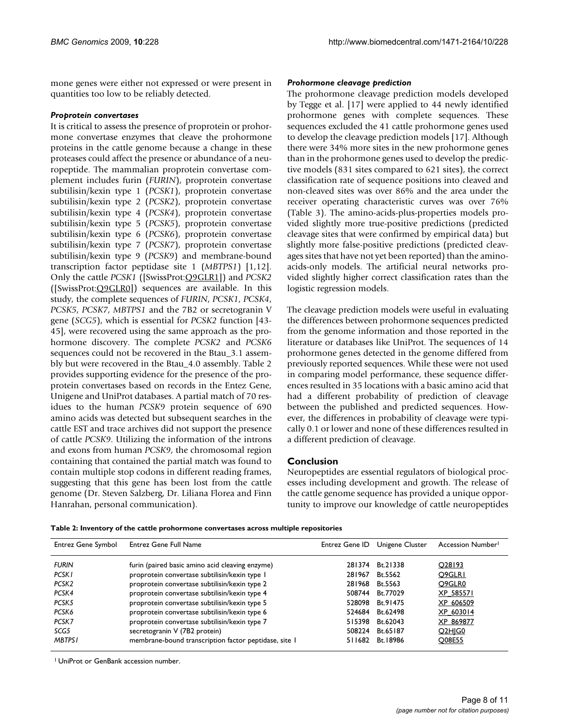mone genes were either not expressed or were present in quantities too low to be reliably detected.

### *Proprotein convertases*

It is critical to assess the presence of proprotein or prohormone convertase enzymes that cleave the prohormone proteins in the cattle genome because a change in these proteases could affect the presence or abundance of a neuropeptide. The mammalian proprotein convertase complement includes furin (*FURIN*), proprotein convertase subtilisin/kexin type 1 (*PCSK1*), proprotein convertase subtilisin/kexin type 2 (*PCSK2*), proprotein convertase subtilisin/kexin type 4 (*PCSK4*), proprotein convertase subtilisin/kexin type 5 (*PCSK5*), proprotein convertase subtilisin/kexin type 6 (*PCSK6*), proprotein convertase subtilisin/kexin type 7 (*PCSK7*), proprotein convertase subtilisin/kexin type 9 (*PCSK9*) and membrane-bound transcription factor peptidase site 1 (*MBTPS1*) [1,12]. Only the cattle *PCSK1* ([SwissProt:Q9GLR1]) and *PCSK2* ([SwissProt:Q9GLR0]) sequences are available. In this study, the complete sequences of *FURIN*, *PCSK1*, *PCSK4*, *PCSK5*, *PCSK7*, *MBTPS1* and the 7B2 or secretogranin V gene (*SCG5*), which is essential for *PCSK2* function [43-45], were recovered using the same approach as the prohormone discovery. The complete *PCSK2* and *PCSK6* sequences could not be recovered in the Btau_3.1 assembly but were recovered in the Btau_4.0 assembly. Table 2 provides supporting evidence for the presence of the proprotein convertases based on records in the Entez Gene, Unigene and UniProt databases. A partial match of 70 residues to the human *PCSK9* protein sequence of 690 amino acids was detected but subsequent searches in the cattle EST and trace archives did not support the presence of cattle *PCSK9*. Utilizing the information of the introns and exons from human *PCSK9*, the chromosomal region containing that contained the partial match was found to contain multiple stop codons in different reading frames, suggesting that this gene has been lost from the cattle genome (Dr. Steven Salzberg, Dr. Liliana Florea and Finn Hanrahan, personal communication).

### *Prohormone cleavage prediction*

The prohormone cleavage prediction models developed by Tegge et al. [17] were applied to 44 newly identified prohormone genes with complete sequences. These sequences excluded the 41 cattle prohormone genes used to develop the cleavage prediction models [17]. Although there were 34% more sites in the new prohormone genes than in the prohormone genes used to develop the predictive models (831 sites compared to 621 sites), the correct classification rate of sequence positions into cleaved and non-cleaved sites was over 86% and the area under the receiver operating characteristic curves was over 76% (Table 3). The amino-acids-plus-properties models provided slightly more true-positive predictions (predicted cleavage sites that were confirmed by empirical data) but slightly more false-positive predictions (predicted cleavages sites that have not yet been reported) than the amino-acids-only models. The artificial neural networks provided slightly higher correct classification rates than the logistic regression models.

The cleavage prediction models were useful in evaluating the differences between prohormone sequences predicted from the genome information and those reported in the literature or databases like UniProt. The sequences of 14 prohormone genes detected in the genome differed from previously reported sequences. While these were not used in comparing model performance, these sequence differences resulted in 35 locations with a basic amino acid that had a different probability of prediction of cleavage between the published and predicted sequences. However, the differences in probability of cleavage were typically 0.1 or lower and none of these differences resulted in a different prediction of cleavage.

## Conclusion

Neuropeptides are essential regulators of biological processes including development and growth. The release of the cattle genome sequence has provided a unique opportunity to improve our knowledge of cattle neuropeptides

**Table 2: Inventory of the cattle prohormone convertases across multiple repositories**

| Entrez Gene Symbol | Entrez Gene Full Name | Entrez Gene ID | Unigene Cluster | Accession Number[1] |
|---|---|---|---|---|
| *FURIN* | furin (paired basic amino acid cleaving enzyme) | 281374 | Bt.21338 | Q28193 |
| *PCSK1* | proprotein convertase subtilisin/kexin type 1 | 281967 | Bt.5562 | Q9GLR1 |
| *PCSK2* | proprotein convertase subtilisin/kexin type 2 | 281968 | Bt.5563 | Q9GLR0 |
| *PCSK4* | proprotein convertase subtilisin/kexin type 4 | 508744 | Bt.77029 | XP_585571 |
| *PCSK5* | proprotein convertase subtilisin/kexin type 5 | 528098 | Bt.91475 | XP_606509 |
| *PCSK6* | proprotein convertase subtilisin/kexin type 6 | 524684 | Bt.62498 | XP_603014 |
| *PCSK7* | proprotein convertase subtilisin/kexin type 7 | 515398 | Bt.62043 | XP_869877 |
| *SCG5* | secretogranin V (7B2 protein) | 508224 | Bt.65187 | Q2HJG0 |
| *MBTPS1* | membrane-bound transcription factor peptidase, site 1 | 511682 | Bt.18986 | Q08E55 |

[1] UniProt or GenBank accession number.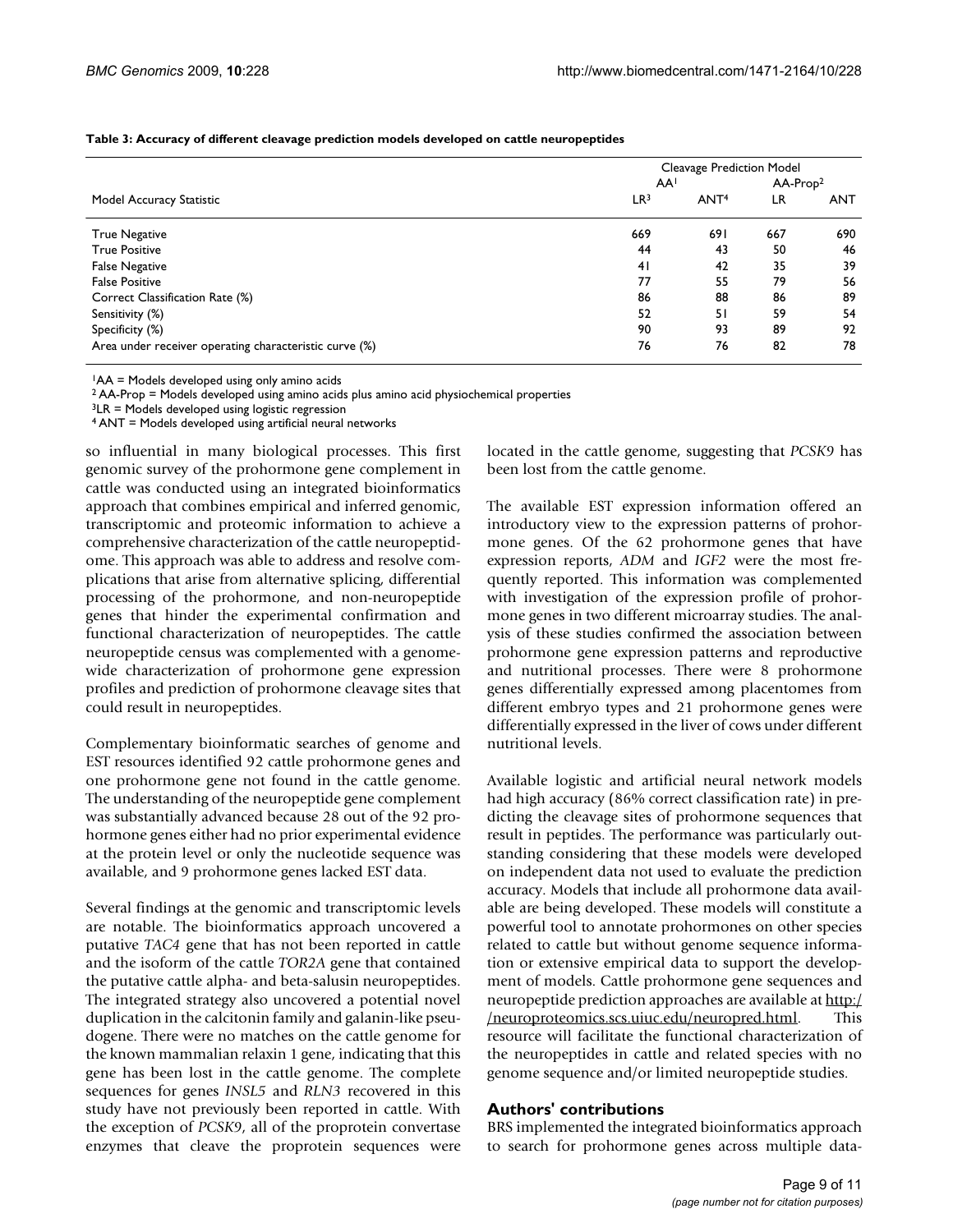**Table 3: Accuracy of different cleavage prediction models developed on cattle neuropeptides**

| | Cleavage Prediction Model | | | |
|---|---|---|---|---|
| | AA[1] | | AA-Prop[2] | |
| Model Accuracy Statistic | LR[3] | ANT[4] | LR | ANT |
| True Negative | 669 | 691 | 667 | 690 |
| True Positive | 44 | 43 | 50 | 46 |
| False Negative | 41 | 42 | 35 | 39 |
| False Positive | 77 | 55 | 79 | 56 |
| Correct Classification Rate (%) | 86 | 88 | 86 | 89 |
| Sensitivity (%) | 52 | 51 | 59 | 54 |
| Specificity (%) | 90 | 93 | 89 | 92 |
| Area under receiver operating characteristic curve (%) | 76 | 76 | 82 | 78 |

[1]AA = Models developed using only amino acids
[2] AA-Prop = Models developed using amino acids plus amino acid physiochemical properties
[3]LR = Models developed using logistic regression
[4] ANT = Models developed using artificial neural networks

so influential in many biological processes. This first genomic survey of the prohormone gene complement in cattle was conducted using an integrated bioinformatics approach that combines empirical and inferred genomic, transcriptomic and proteomic information to achieve a comprehensive characterization of the cattle neuropeptidome. This approach was able to address and resolve complications that arise from alternative splicing, differential processing of the prohormone, and non-neuropeptide genes that hinder the experimental confirmation and functional characterization of neuropeptides. The cattle neuropeptide census was complemented with a genome-wide characterization of prohormone gene expression profiles and prediction of prohormone cleavage sites that could result in neuropeptides.

Complementary bioinformatic searches of genome and EST resources identified 92 cattle prohormone genes and one prohormone gene not found in the cattle genome. The understanding of the neuropeptide gene complement was substantially advanced because 28 out of the 92 prohormone genes either had no prior experimental evidence at the protein level or only the nucleotide sequence was available, and 9 prohormone genes lacked EST data.

Several findings at the genomic and transcriptomic levels are notable. The bioinformatics approach uncovered a putative *TAC4* gene that has not been reported in cattle and the isoform of the cattle *TOR2A* gene that contained the putative cattle alpha- and beta-salusin neuropeptides. The integrated strategy also uncovered a potential novel duplication in the calcitonin family and galanin-like pseudogene. There were no matches on the cattle genome for the known mammalian relaxin 1 gene, indicating that this gene has been lost in the cattle genome. The complete sequences for genes *INSL5* and *RLN3* recovered in this study have not previously been reported in cattle. With the exception of *PCSK9*, all of the proprotein convertase enzymes that cleave the proprotein sequences were located in the cattle genome, suggesting that *PCSK9* has been lost from the cattle genome.

The available EST expression information offered an introductory view to the expression patterns of prohormone genes. Of the 62 prohormone genes that have expression reports, *ADM* and *IGF2* were the most frequently reported. This information was complemented with investigation of the expression profile of prohormone genes in two different microarray studies. The analysis of these studies confirmed the association between prohormone gene expression patterns and reproductive and nutritional processes. There were 8 prohormone genes differentially expressed among placentomes from different embryo types and 21 prohormone genes were differentially expressed in the liver of cows under different nutritional levels.

Available logistic and artificial neural network models had high accuracy (86% correct classification rate) in predicting the cleavage sites of prohormone sequences that result in peptides. The performance was particularly outstanding considering that these models were developed on independent data not used to evaluate the prediction accuracy. Models that include all prohormone data available are being developed. These models will constitute a powerful tool to annotate prohormones on other species related to cattle but without genome sequence information or extensive empirical data to support the development of models. Cattle prohormone gene sequences and neuropeptide prediction approaches are available at http://neuroproteomics.scs.uiuc.edu/neuropred.html. This resource will facilitate the functional characterization of the neuropeptides in cattle and related species with no genome sequence and/or limited neuropeptide studies.

## Authors' contributions

BRS implemented the integrated bioinformatics approach to search for prohormone genes across multiple data-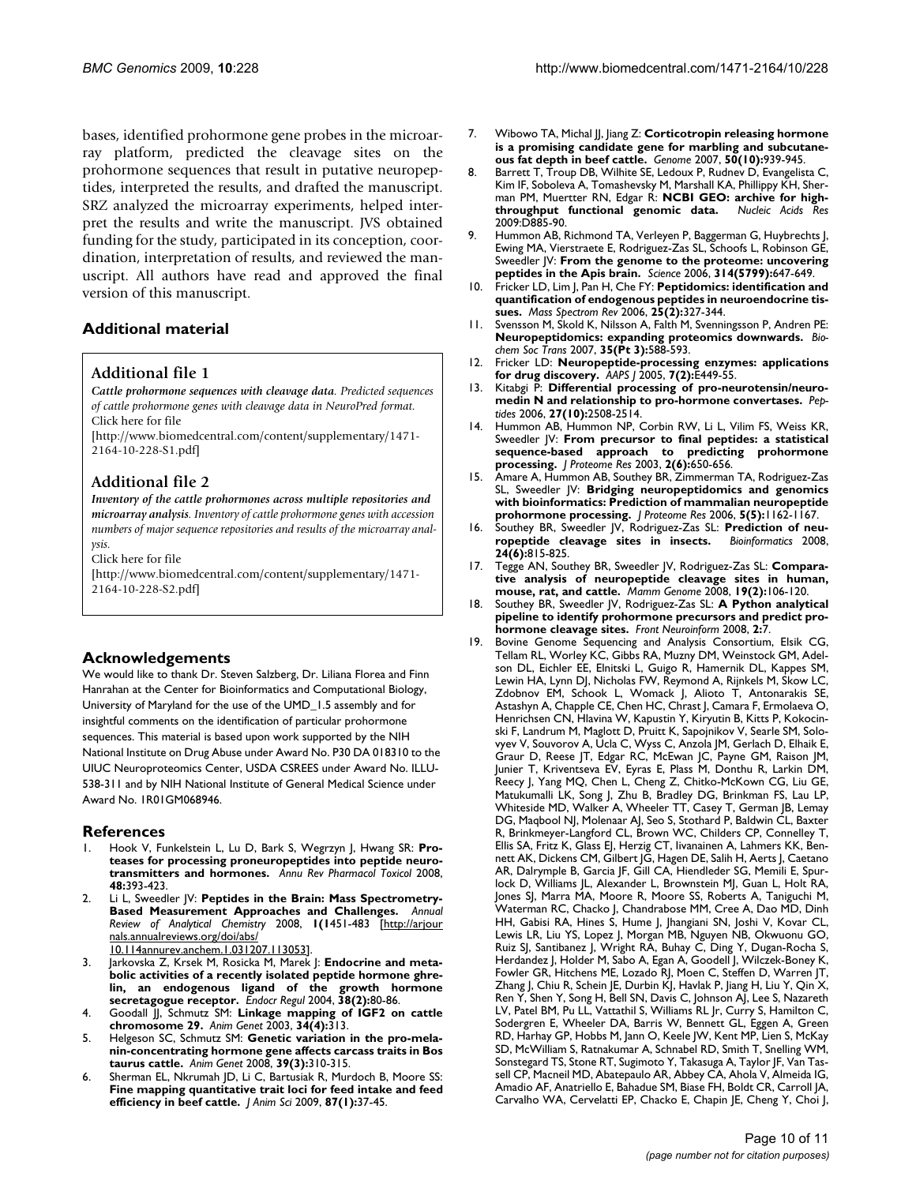bases, identified prohormone gene probes in the microarray platform, predicted the cleavage sites on the prohormone sequences that result in putative neuropeptides, interpreted the results, and drafted the manuscript. SRZ analyzed the microarray experiments, helped interpret the results and write the manuscript. JVS obtained funding for the study, participated in its conception, coordination, interpretation of results, and reviewed the manuscript. All authors have read and approved the final version of this manuscript.

## Additional material

### Additional file 1

***Cattle prohormone sequences with cleavage data***. *Predicted sequences of cattle prohormone genes with cleavage data in NeuroPred format.*
Click here for file
[http://www.biomedcentral.com/content/supplementary/1471-2164-10-228-S1.pdf]

### Additional file 2

***Inventory of the cattle prohormones across multiple repositories and microarray analysis***. *Inventory of cattle prohormone genes with accession numbers of major sequence repositories and results of the microarray analysis.*
Click here for file
[http://www.biomedcentral.com/content/supplementary/1471-2164-10-228-S2.pdf]

## Acknowledgements

We would like to thank Dr. Steven Salzberg, Dr. Liliana Florea and Finn Hanrahan at the Center for Bioinformatics and Computational Biology, University of Maryland for the use of the UMD_1.5 assembly and for insightful comments on the identification of particular prohormone sequences. This material is based upon work supported by the NIH National Institute on Drug Abuse under Award No. P30 DA 018310 to the UIUC Neuroproteomics Center, USDA CSREES under Award No. ILLU-538-311 and by NIH National Institute of General Medical Science under Award No. 1R01GM068946.

## References

1. Hook V, Funkelstein L, Lu D, Bark S, Wegrzyn J, Hwang SR: **Proteases for processing proneuropeptides into peptide neurotransmitters and hormones.** *Annu Rev Pharmacol Toxicol* 2008, **48:**393-423.
2. Li L, Sweedler JV: **Peptides in the Brain: Mass Spectrometry-Based Measurement Approaches and Challenges.** *Annual Review of Analytical Chemistry* 2008, **1(1**451-483 [http://arjournals.annualreviews.org/doi/abs/10.114annurev.anchem.1.031207.113053].
3. Jarkovska Z, Krsek M, Rosicka M, Marek J: **Endocrine and metabolic activities of a recently isolated peptide hormone ghrelin, an endogenous ligand of the growth hormone secretagogue receptor.** *Endocr Regul* 2004, **38(2):**80-86.
4. Goodall JJ, Schmutz SM: **Linkage mapping of IGF2 on cattle chromosome 29.** *Anim Genet* 2003, **34(4):**313.
5. Helgeson SC, Schmutz SM: **Genetic variation in the pro-melanin-concentrating hormone gene affects carcass traits in Bos taurus cattle.** *Anim Genet* 2008, **39(3):**310-315.
6. Sherman EL, Nkrumah JD, Li C, Bartusiak R, Murdoch B, Moore SS: **Fine mapping quantitative trait loci for feed intake and feed efficiency in beef cattle.** *J Anim Sci* 2009, **87(1):**37-45.
7. Wibowo TA, Michal JJ, Jiang Z: **Corticotropin releasing hormone is a promising candidate gene for marbling and subcutaneous fat depth in beef cattle.** *Genome* 2007, **50(10):**939-945.
8. Barrett T, Troup DB, Wilhite SE, Ledoux P, Rudnev D, Evangelista C, Kim IF, Soboleva A, Tomashevsky M, Marshall KA, Phillippy KH, Sherman PM, Muertter RN, Edgar R: **NCBI GEO: archive for high-throughput functional genomic data.** *Nucleic Acids Res* 2009:D885-90.
9. Hummon AB, Richmond TA, Verleyen P, Baggerman G, Huybrechts J, Ewing MA, Vierstraete E, Rodriguez-Zas SL, Schoofs L, Robinson GE, Sweedler JV: **From the genome to the proteome: uncovering peptides in the Apis brain.** *Science* 2006, **314(5799):**647-649.
10. Fricker LD, Lim J, Pan H, Che FY: **Peptidomics: identification and quantification of endogenous peptides in neuroendocrine tissues.** *Mass Spectrom Rev* 2006, **25(2):**327-344.
11. Svensson M, Skold K, Nilsson A, Falth M, Svenningsson P, Andren PE: **Neuropeptidomics: expanding proteomics downwards.** *Biochem Soc Trans* 2007, **35(Pt 3):**588-593.
12. Fricker LD: **Neuropeptide-processing enzymes: applications for drug discovery.** *AAPS J* 2005, **7(2):**E449-55.
13. Kitabgi P: **Differential processing of pro-neurotensin/neuromedin N and relationship to pro-hormone convertases.** *Peptides* 2006, **27(10):**2508-2514.
14. Hummon AB, Hummon NP, Corbin RW, Li L, Vilim FS, Weiss KR, Sweedler JV: **From precursor to final peptides: a statistical sequence-based approach to predicting prohormone processing.** *J Proteome Res* 2003, **2(6):**650-656.
15. Amare A, Hummon AB, Southey BR, Zimmerman TA, Rodriguez-Zas SL, Sweedler JV: **Bridging neuropeptidomics and genomics with bioinformatics: Prediction of mammalian neuropeptide prohormone processing.** *J Proteome Res* 2006, **5(5):**1162-1167.
16. Southey BR, Sweedler JV, Rodriguez-Zas SL: **Prediction of neuropeptide cleavage sites in insects.** *Bioinformatics* 2008, **24(6):**815-825.
17. Tegge AN, Southey BR, Sweedler JV, Rodriguez-Zas SL: **Comparative analysis of neuropeptide cleavage sites in human, mouse, rat, and cattle.** *Mamm Genome* 2008, **19(2):**106-120.
18. Southey BR, Sweedler JV, Rodriguez-Zas SL: **A Python analytical pipeline to identify prohormone precursors and predict prohormone cleavage sites.** *Front Neuroinform* 2008, **2:**7.
19. Bovine Genome Sequencing and Analysis Consortium, Elsik CG, Tellam RL, Worley KC, Gibbs RA, Muzny DM, Weinstock GM, Adelson DL, Eichler EE, Elnitski L, Guigo R, Hamernik DL, Kappes SM, Lewin HA, Lynn DJ, Nicholas FW, Reymond A, Rijnkels M, Skow LC, Zdobnov EM, Schook L, Womack J, Alioto T, Antonarakis SE, Astashyn A, Chapple CE, Chen HC, Chrast J, Camara F, Ermolaeva O, Henrichsen CN, Hlavina W, Kapustin Y, Kiryutin B, Kitts P, Kokocinski F, Landrum M, Maglott D, Pruitt K, Sapojnikov V, Searle SM, Solovyev V, Souvorov A, Ucla C, Wyss C, Anzola JM, Gerlach D, Elhaik E, Graur D, Reese JT, Edgar RC, McEwan JC, Payne GM, Raison JM, Junier T, Kriventseva EV, Eyras E, Plass M, Donthu R, Larkin DM, Reecy J, Yang MQ, Chen L, Cheng Z, Chitko-McKown CG, Liu GE, Matukumalli LK, Song J, Zhu B, Bradley DG, Brinkman FS, Lau LP, Whiteside MD, Walker A, Wheeler TT, Casey T, German JB, Lemay DG, Maqbool NJ, Molenaar AJ, Seo S, Stothard P, Baldwin CL, Baxter R, Brinkmeyer-Langford CL, Brown WC, Childers CP, Connelley T, Ellis SA, Fritz K, Glass EJ, Herzig CT, Iivanainen A, Lahmers KK, Bennett AK, Dickens CM, Gilbert JG, Hagen DE, Salih H, Aerts J, Caetano AR, Dalrymple B, Garcia JF, Gill CA, Hiendleder SG, Memili E, Spurlock D, Williams JL, Alexander L, Brownstein MJ, Guan L, Holt RA, Jones SJ, Marra MA, Moore R, Moore SS, Roberts A, Taniguchi M, Waterman RC, Chacko J, Chandrabose MM, Cree A, Dao MD, Dinh HH, Gabisi RA, Hines S, Hume J, Jhangiani SN, Joshi V, Kovar CL, Lewis LR, Liu YS, Lopez J, Morgan MB, Nguyen NB, Okwuonu GO, Ruiz SJ, Santibanez J, Wright RA, Buhay C, Ding Y, Dugan-Rocha S, Herdandez J, Holder M, Sabo A, Egan A, Goodell J, Wilczek-Boney K, Fowler GR, Hitchens ME, Lozado RJ, Moen C, Steffen D, Warren JT, Zhang J, Chiu R, Schein JE, Durbin KJ, Havlak P, Jiang H, Liu Y, Qin X, Ren Y, Shen Y, Song H, Bell SN, Davis C, Johnson AJ, Lee S, Nazareth LV, Patel BM, Pu LL, Vattathil S, Williams RL Jr, Curry S, Hamilton C, Sodergren E, Wheeler DA, Barris W, Bennett GL, Eggen A, Green RD, Harhay GP, Hobbs M, Jann O, Keele JW, Kent MP, Lien S, McKay SD, McWilliam S, Ratnakumar A, Schnabel RD, Smith T, Snelling WM, Sonstegard TS, Stone RT, Sugimoto Y, Takasuga A, Taylor JF, Van Tassell CP, Macneil MD, Abatepaulo AR, Abbey CA, Ahola V, Almeida IG, Amadio AF, Anatriello E, Bahadue SM, Biase FH, Boldt CR, Carroll JA, Carvalho WA, Cervelatti EP, Chacko E, Chapin JE, Cheng Y, Choi J,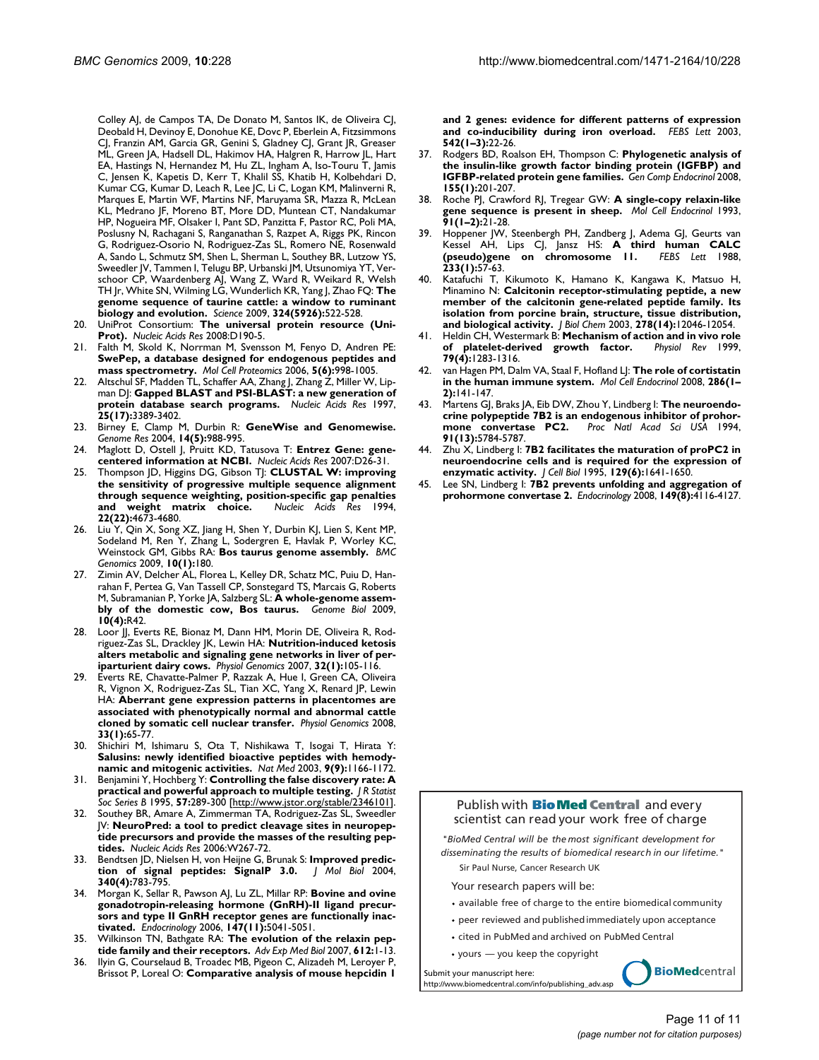Colley AJ, de Campos TA, De Donato M, Santos IK, de Oliveira CJ, Deobald H, Devinoy E, Donohue KE, Dovc P, Eberlein A, Fitzsimmons CJ, Franzin AM, Garcia GR, Genini S, Gladney CJ, Grant JR, Greaser ML, Green JA, Hadsell DL, Hakimov HA, Halgren R, Harrow JL, Hart EA, Hastings N, Hernandez M, Hu ZL, Ingham A, Iso-Touru T, Jamis C, Jensen K, Kapetis D, Kerr T, Khalil SS, Khatib H, Kolbehdari D, Kumar CG, Kumar D, Leach R, Lee JC, Li C, Logan KM, Malinverni R, Marques E, Martin WF, Martins NF, Maruyama SR, Mazza R, McLean KL, Medrano JF, Moreno BT, More DD, Muntean CT, Nandakumar HP, Nogueira MF, Olsaker I, Pant SD, Panzitta F, Pastor RC, Poli MA, Poslusny N, Rachagani S, Ranganathan S, Razpet A, Riggs PK, Rincon G, Rodriguez-Osorio N, Rodriguez-Zas SL, Romero NE, Rosenwald A, Sando L, Schmutz SM, Shen L, Sherman L, Southey BR, Lutzow YS, Sweedler JV, Tammen I, Telugu BP, Urbanski JM, Utsunomiya YT, Verschoor CP, Waardenberg AJ, Wang Z, Ward R, Weikard R, Welsh TH Jr, White SN, Wilming LG, Wunderlich KR, Yang J, Zhao FQ: **The genome sequence of taurine cattle: a window to ruminant biology and evolution.** *Science* 2009, **324(5926):**522-528.

20. UniProt Consortium: **The universal protein resource (UniProt).** *Nucleic Acids Res* 2008:D190-5.
21. Falth M, Skold K, Norrman M, Svensson M, Fenyo D, Andren PE: **SwePep, a database designed for endogenous peptides and mass spectrometry.** *Mol Cell Proteomics* 2006, **5(6):**998-1005.
22. Altschul SF, Madden TL, Schaffer AA, Zhang J, Zhang Z, Miller W, Lipman DJ: **Gapped BLAST and PSI-BLAST: a new generation of protein database search programs.** *Nucleic Acids Res* 1997, **25(17):**3389-3402.
23. Birney E, Clamp M, Durbin R: **GeneWise and Genomewise.** *Genome Res* 2004, **14(5):**988-995.
24. Maglott D, Ostell J, Pruitt KD, Tatusova T: **Entrez Gene: gene-centered information at NCBI.** *Nucleic Acids Res* 2007:D26-31.
25. Thompson JD, Higgins DG, Gibson TJ: **CLUSTAL W: improving the sensitivity of progressive multiple sequence alignment through sequence weighting, position-specific gap penalties and weight matrix choice.** *Nucleic Acids Res* 1994, **22(22):**4673-4680.
26. Liu Y, Qin X, Song XZ, Jiang H, Shen Y, Durbin KJ, Lien S, Kent MP, Sodeland M, Ren Y, Zhang L, Sodergren E, Havlak P, Worley KC, Weinstock GM, Gibbs RA: **Bos taurus genome assembly.** *BMC Genomics* 2009, **10(1):**180.
27. Zimin AV, Delcher AL, Florea L, Kelley DR, Schatz MC, Puiu D, Hanrahan F, Pertea G, Van Tassell CP, Sonstegard TS, Marcais G, Roberts M, Subramanian P, Yorke JA, Salzberg SL: **A whole-genome assembly of the domestic cow, Bos taurus.** *Genome Biol* 2009, **10(4):**R42.
28. Loor JJ, Everts RE, Bionaz M, Dann HM, Morin DE, Oliveira R, Rodriguez-Zas SL, Drackley JK, Lewin HA: **Nutrition-induced ketosis alters metabolic and signaling gene networks in liver of periparturient dairy cows.** *Physiol Genomics* 2007, **32(1):**105-116.
29. Everts RE, Chavatte-Palmer P, Razzak A, Hue I, Green CA, Oliveira R, Vignon X, Rodriguez-Zas SL, Tian XC, Yang X, Renard JP, Lewin HA: **Aberrant gene expression patterns in placentomes are associated with phenotypically normal and abnormal cattle cloned by somatic cell nuclear transfer.** *Physiol Genomics* 2008, **33(1):**65-77.
30. Shichiri M, Ishimaru S, Ota T, Nishikawa T, Isogai T, Hirata Y: **Salusins: newly identified bioactive peptides with hemodynamic and mitogenic activities.** *Nat Med* 2003, **9(9):**1166-1172.
31. Benjamini Y, Hochberg Y: **Controlling the false discovery rate: A practical and powerful approach to multiple testing.** *J R Statist Soc Series B* 1995, **57:**289-300 [http://www.jstor.org/stable/2346101].
32. Southey BR, Amare A, Zimmerman TA, Rodriguez-Zas SL, Sweedler JV: **NeuroPred: a tool to predict cleavage sites in neuropeptide precursors and provide the masses of the resulting peptides.** *Nucleic Acids Res* 2006:W267-72.
33. Bendtsen JD, Nielsen H, von Heijne G, Brunak S: **Improved prediction of signal peptides: SignalP 3.0.** *J Mol Biol* 2004, **340(4):**783-795.
34. Morgan K, Sellar R, Pawson AJ, Lu ZL, Millar RP: **Bovine and ovine gonadotropin-releasing hormone (GnRH)-II ligand precursors and type II GnRH receptor genes are functionally inactivated.** *Endocrinology* 2006, **147(11):**5041-5051.
35. Wilkinson TN, Bathgate RA: **The evolution of the relaxin peptide family and their receptors.** *Adv Exp Med Biol* 2007, **612:**1-13.
36. Ilyin G, Courselaud B, Troadec MB, Pigeon C, Alizadeh M, Leroyer P, Brissot P, Loreal O: **Comparative analysis of mouse hepcidin 1 and 2 genes: evidence for different patterns of expression and co-inducibility during iron overload.** *FEBS Lett* 2003, **542(1–3):**22-26.
37. Rodgers BD, Roalson EH, Thompson C: **Phylogenetic analysis of the insulin-like growth factor binding protein (IGFBP) and IGFBP-related protein gene families.** *Gen Comp Endocrinol* 2008, **155(1):**201-207.
38. Roche PJ, Crawford RJ, Tregear GW: **A single-copy relaxin-like gene sequence is present in sheep.** *Mol Cell Endocrinol* 1993, **91(1–2):**21-28.
39. Hoppener JW, Steenbergh PH, Zandberg J, Adema GJ, Geurts van Kessel AH, Lips CJ, Jansz HS: **A third human CALC (pseudo)gene on chromosome 11.** *FEBS Lett* 1988, **233(1):**57-63.
40. Katafuchi T, Kikumoto K, Hamano K, Kangawa K, Matsuo H, Minamino N: **Calcitonin receptor-stimulating peptide, a new member of the calcitonin gene-related peptide family. Its isolation from porcine brain, structure, tissue distribution, and biological activity.** *J Biol Chem* 2003, **278(14):**12046-12054.
41. Heldin CH, Westermark B: **Mechanism of action and in vivo role of platelet-derived growth factor.** *Physiol Rev* 1999, **79(4):**1283-1316.
42. van Hagen PM, Dalm VA, Staal F, Hofland LJ: **The role of cortistatin in the human immune system.** *Mol Cell Endocrinol* 2008, **286(1–2):**141-147.
43. Martens GJ, Braks JA, Eib DW, Zhou Y, Lindberg I: **The neuroendocrine polypeptide 7B2 is an endogenous inhibitor of prohormone convertase PC2.** *Proc Natl Acad Sci USA* 1994, **91(13):**5784-5787.
44. Zhu X, Lindberg I: **7B2 facilitates the maturation of proPC2 in neuroendocrine cells and is required for the expression of enzymatic activity.** *J Cell Biol* 1995, **129(6):**1641-1650.
45. Lee SN, Lindberg I: **7B2 prevents unfolding and aggregation of prohormone convertase 2.** *Endocrinology* 2008, **149(8):**4116-4127.

Publish with **BioMed Central** and every scientist can read your work free of charge

*"BioMed Central will be the most significant development for disseminating the results of biomedical research in our lifetime."*
Sir Paul Nurse, Cancer Research UK

Your research papers will be:

- available free of charge to the entire biomedical community
- peer reviewed and published immediately upon acceptance
- cited in PubMed and archived on PubMed Central
- yours — you keep the copyright

Submit your manuscript here:
http://www.biomedcentral.com/info/publishing_adv.asp

BioMedcentral